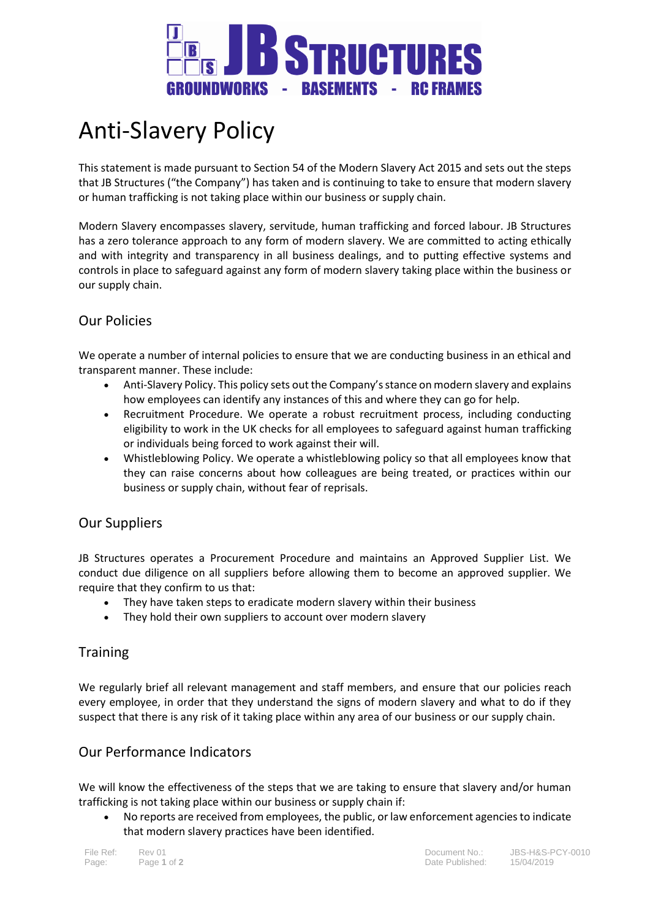# Anti-Slavery Policy

This statement is made pursuant to Section 54 of the Modern Slavery Act 2015 and sets out the steps that JB Structures ("the Company") has taken and is continuing to take to ensure that modern slavery or human trafficking is not taking place within our business or supply chain.

Modern Slavery encompasses slavery, servitude, human trafficking and forced labour. JB Structures has a zero tolerance approach to any form of modern slavery. We are committed to acting ethically and with integrity and transparency in all business dealings, and to putting effective systems and controls in place to safeguard against any form of modern slavery taking place within the business or our supply chain.

## Our Policies

We operate a number of internal policies to ensure that we are conducting business in an ethical and transparent manner. These include:

- Anti-Slavery Policy. This policy sets out the Company's stance on modern slavery and explains how employees can identify any instances of this and where they can go for help.
- Recruitment Procedure. We operate a robust recruitment process, including conducting eligibility to work in the UK checks for all employees to safeguard against human trafficking or individuals being forced to work against their will.
- Whistleblowing Policy. We operate a whistleblowing policy so that all employees know that they can raise concerns about how colleagues are being treated, or practices within our business or supply chain, without fear of reprisals.

## Our Suppliers

JB Structures operates a Procurement Procedure and maintains an Approved Supplier List. We conduct due diligence on all suppliers before allowing them to become an approved supplier. We require that they confirm to us that:

- They have taken steps to eradicate modern slavery within their business
- They hold their own suppliers to account over modern slavery

## Training

We regularly brief all relevant management and staff members, and ensure that our policies reach every employee, in order that they understand the signs of modern slavery and what to do if they suspect that there is any risk of it taking place within any area of our business or our supply chain.

## Our Performance Indicators

We will know the effectiveness of the steps that we are taking to ensure that slavery and/or human trafficking is not taking place within our business or supply chain if:

- No reports are received from employees, the public, or law enforcement agencies to indicate that modern slavery practices have been identified.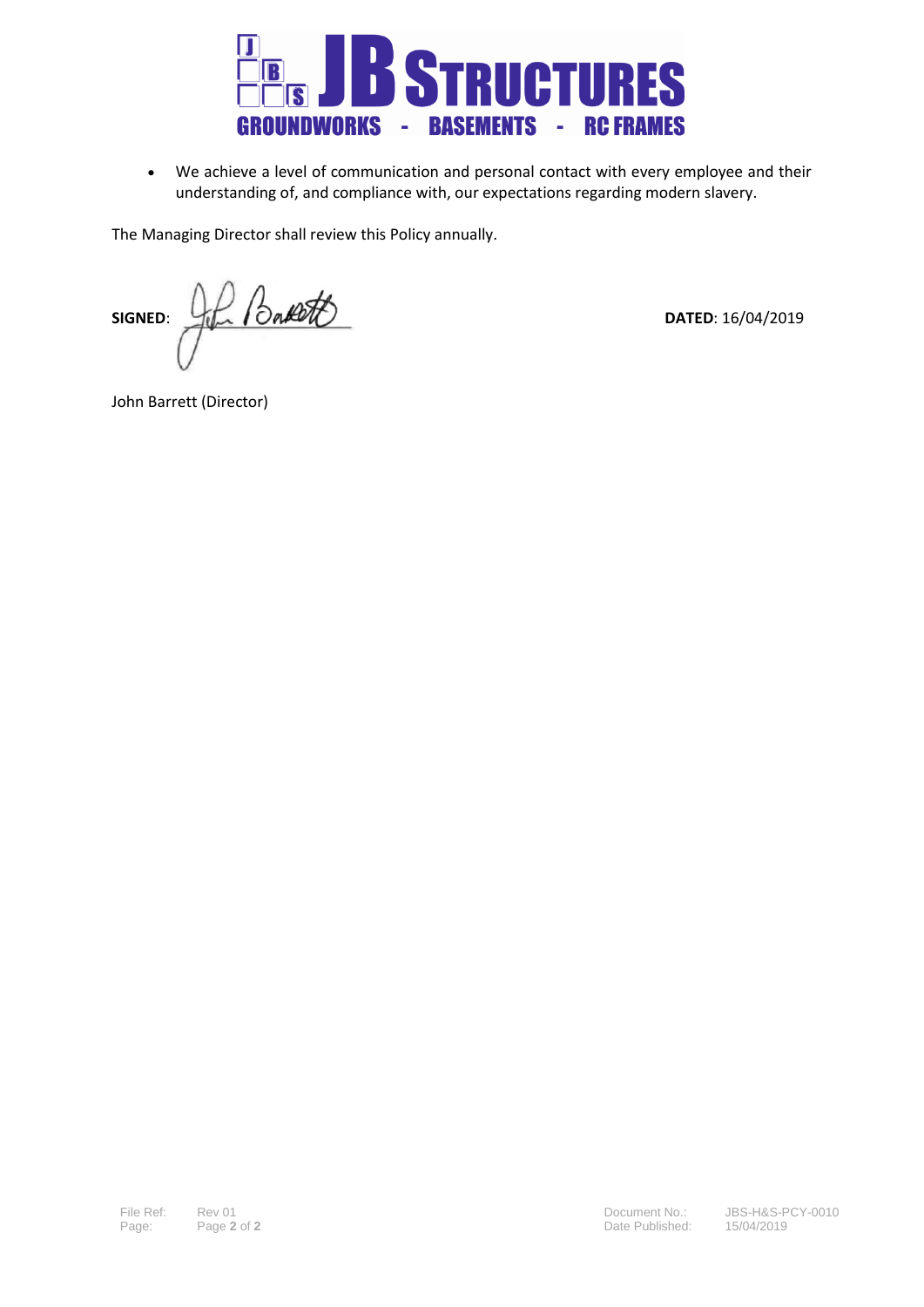- We achieve a level of communication and personal contact with every employee and their understanding of, and compliance with, our expectations regarding modern slavery.

The Managing Director shall review this Policy annually.

**SIGNED**: **DATED**: 16/04/2019

John Barrett (Director)